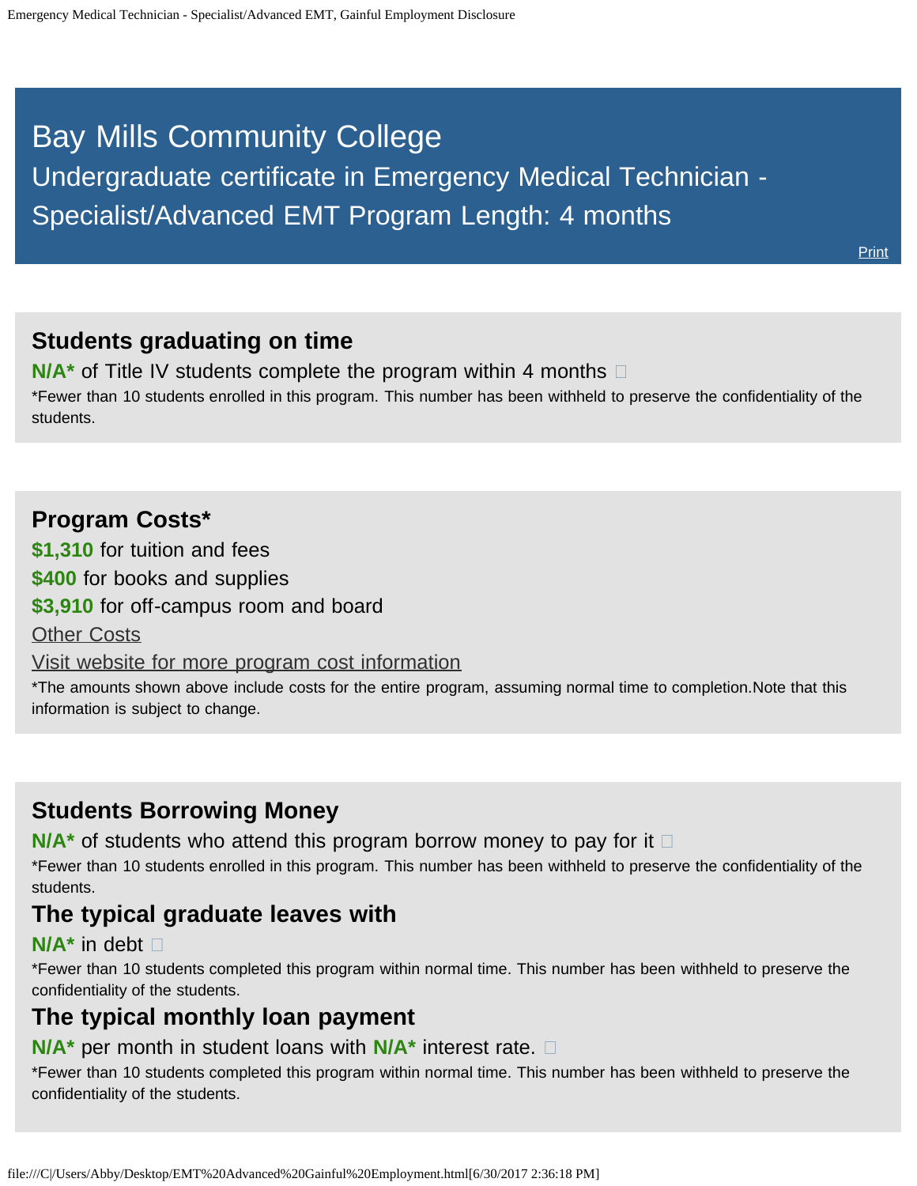# Bay Mills Community College

## Undergraduate certificate in Emergency Medical Technician - Specialist/Advanced EMT Program Length: 4 months

Print

### Students graduating on time

**N/A*** of Title IV students complete the program within 4 months

*Fewer than 10 students enrolled in this program. This number has been withheld to preserve the confidentiality of the students.

### Program Costs*

**$1,310** for tuition and fees

**$400** for books and supplies

**$3,910** for off-campus room and board

Other Costs

Visit website for more program cost information

*The amounts shown above include costs for the entire program, assuming normal time to completion.Note that this information is subject to change.

### Students Borrowing Money

**N/A*** of students who attend this program borrow money to pay for it

*Fewer than 10 students enrolled in this program. This number has been withheld to preserve the confidentiality of the students.

### The typical graduate leaves with

**N/A*** in debt

*Fewer than 10 students completed this program within normal time. This number has been withheld to preserve the confidentiality of the students.

### The typical monthly loan payment

**N/A*** per month in student loans with **N/A*** interest rate.

*Fewer than 10 students completed this program within normal time. This number has been withheld to preserve the confidentiality of the students.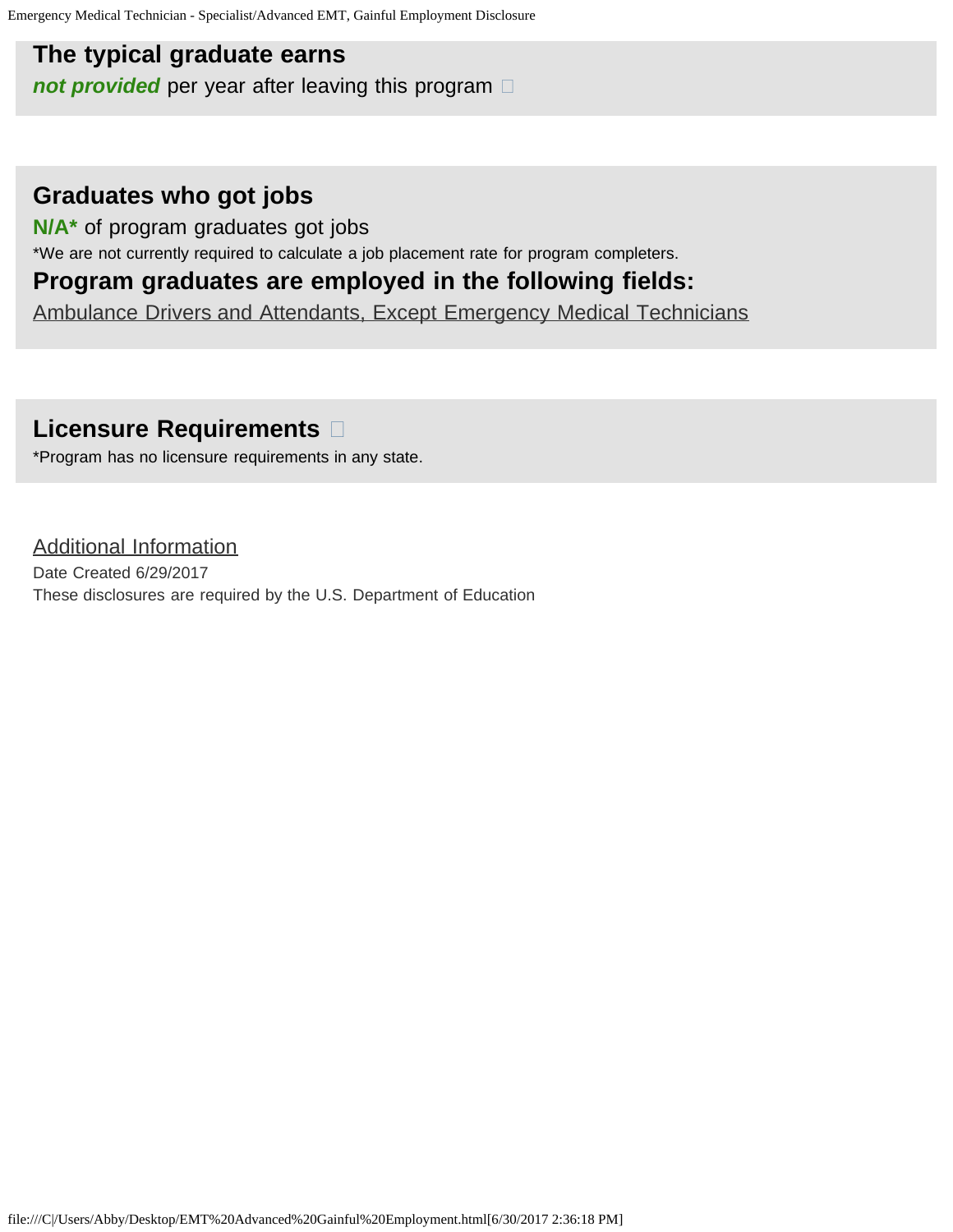## The typical graduate earns

***not provided*** per year after leaving this program

## Graduates who got jobs

**N/A*** of program graduates got jobs

*We are not currently required to calculate a job placement rate for program completers.

## Program graduates are employed in the following fields:

Ambulance Drivers and Attendants, Except Emergency Medical Technicians

## Licensure Requirements

*Program has no licensure requirements in any state.

Additional Information

Date Created 6/29/2017

These disclosures are required by the U.S. Department of Education